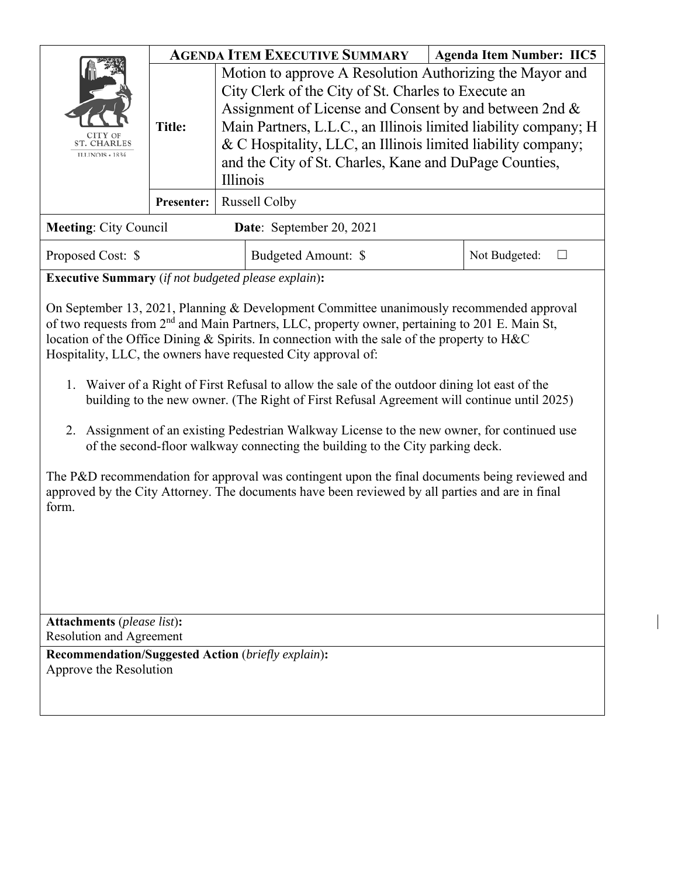| CITY OF ST. CHARLES ILLINOIS • 1834 | **AGENDA ITEM EXECUTIVE SUMMARY** | | **Agenda Item Number: IIC5** |
|---|---|---|---|
| | **Title:** | Motion to approve A Resolution Authorizing the Mayor and City Clerk of the City of St. Charles to Execute an Assignment of License and Consent by and between 2nd & Main Partners, L.L.C., an Illinois limited liability company; H & C Hospitality, LLC, an Illinois limited liability company; and the City of St. Charles, Kane and DuPage Counties, Illinois | |
| | **Presenter:** | Russell Colby | |

**Meeting**: City Council **Date**: September 20, 2021

| Proposed Cost: $ | Budgeted Amount: $ | Not Budgeted: ☐ |
|---|---|---|

**Executive Summary** (*if not budgeted please explain*)**:**

On September 13, 2021, Planning & Development Committee unanimously recommended approval of two requests from 2nd and Main Partners, LLC, property owner, pertaining to 201 E. Main St, location of the Office Dining & Spirits. In connection with the sale of the property to H&C Hospitality, LLC, the owners have requested City approval of:

1. Waiver of a Right of First Refusal to allow the sale of the outdoor dining lot east of the building to the new owner. (The Right of First Refusal Agreement will continue until 2025)

2. Assignment of an existing Pedestrian Walkway License to the new owner, for continued use of the second-floor walkway connecting the building to the City parking deck.

The P&D recommendation for approval was contingent upon the final documents being reviewed and approved by the City Attorney. The documents have been reviewed by all parties and are in final form.

**Attachments** (*please list*)**:**
Resolution and Agreement

**Recommendation/Suggested Action** (*briefly explain*)**:**
Approve the Resolution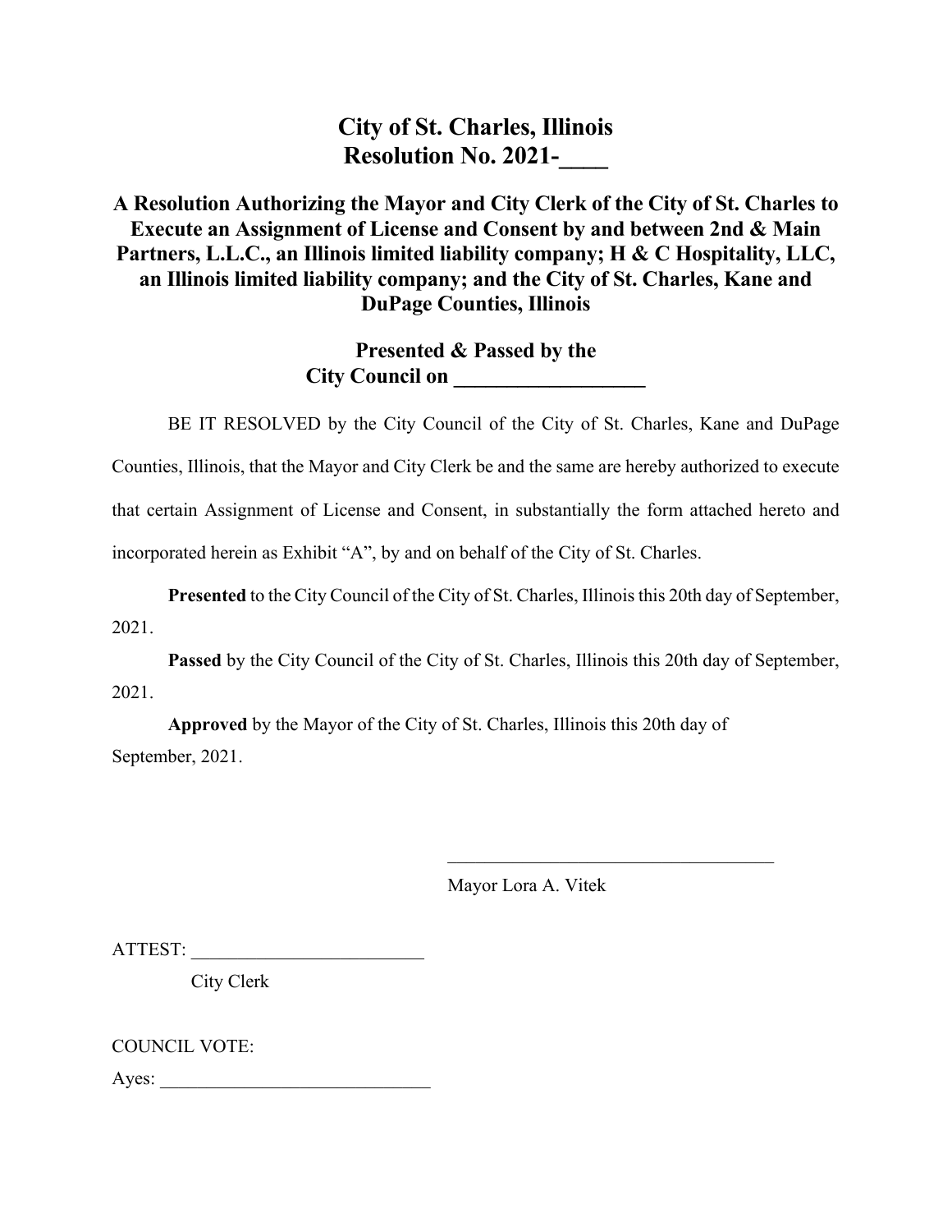# City of St. Charles, Illinois
# Resolution No. 2021-____

## A Resolution Authorizing the Mayor and City Clerk of the City of St. Charles to Execute an Assignment of License and Consent by and between 2nd & Main Partners, L.L.C., an Illinois limited liability company; H & C Hospitality, LLC, an Illinois limited liability company; and the City of St. Charles, Kane and DuPage Counties, Illinois

**Presented & Passed by the City Council on __________________**

BE IT RESOLVED by the City Council of the City of St. Charles, Kane and DuPage Counties, Illinois, that the Mayor and City Clerk be and the same are hereby authorized to execute that certain Assignment of License and Consent, in substantially the form attached hereto and incorporated herein as Exhibit "A", by and on behalf of the City of St. Charles.

**Presented** to the City Council of the City of St. Charles, Illinois this 20th day of September, 2021.

**Passed** by the City Council of the City of St. Charles, Illinois this 20th day of September, 2021.

**Approved** by the Mayor of the City of St. Charles, Illinois this 20th day of September, 2021.

____________________________________

Mayor Lora A. Vitek

ATTEST: _________________________

City Clerk

COUNCIL VOTE:

Ayes: _____________________________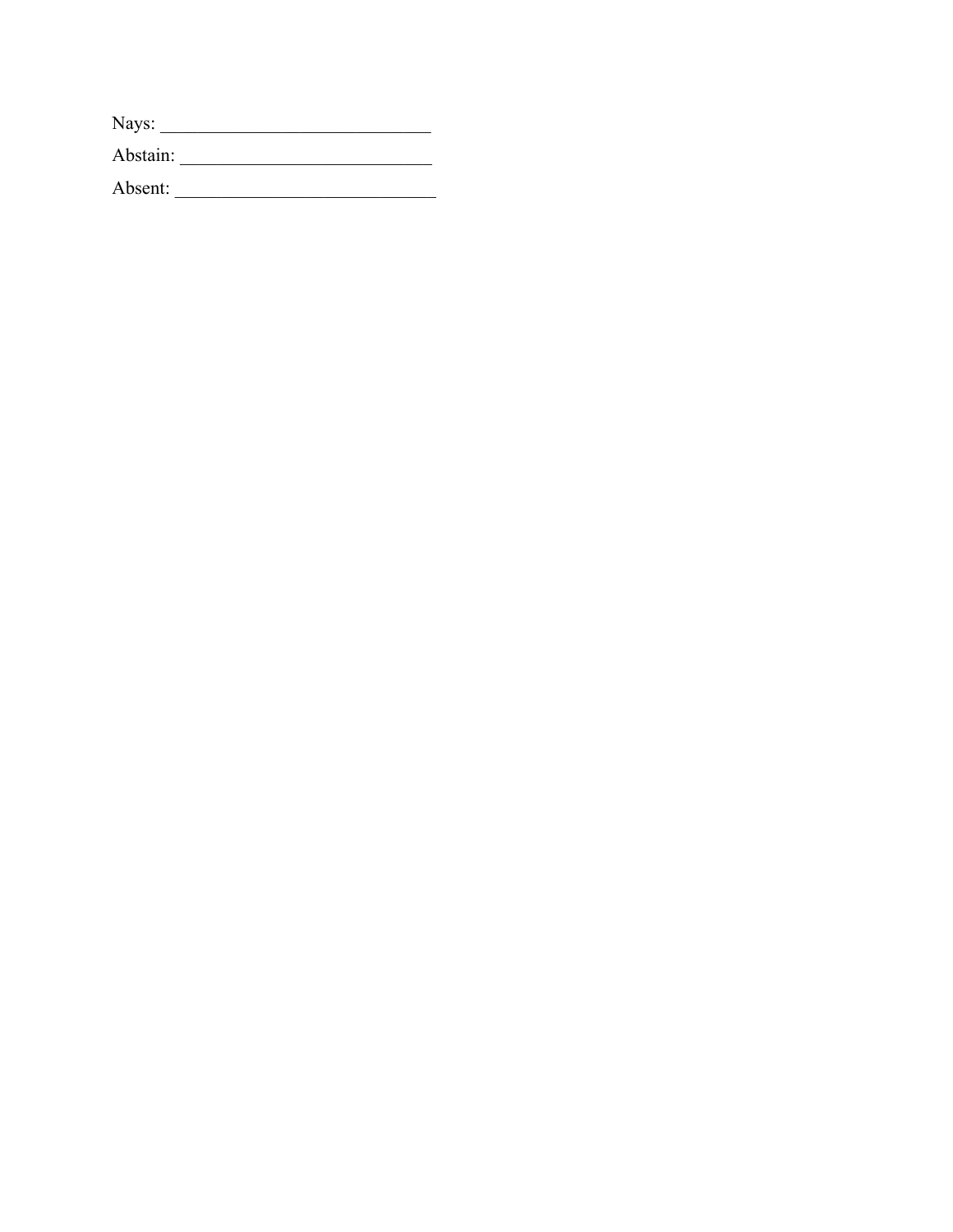Nays: ______________________________

Abstain: ____________________________

Absent: _____________________________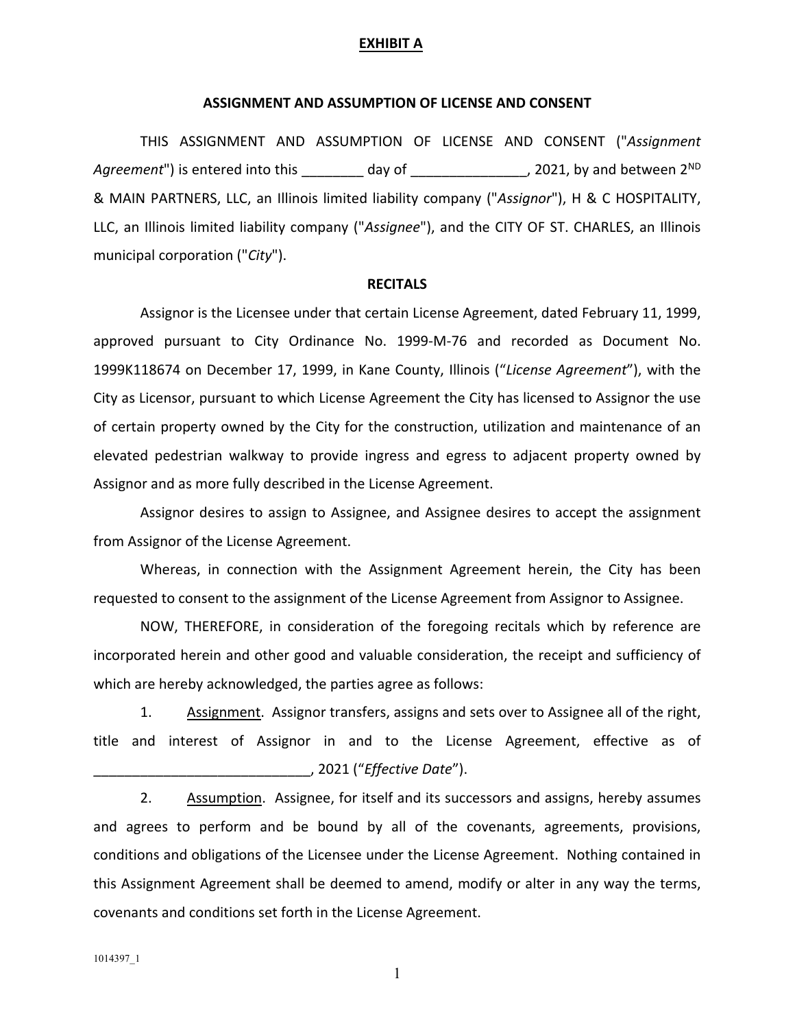**EXHIBIT A**

**ASSIGNMENT AND ASSUMPTION OF LICENSE AND CONSENT**

THIS ASSIGNMENT AND ASSUMPTION OF LICENSE AND CONSENT ("*Assignment Agreement*") is entered into this ________ day of _______________, 2021, by and between 2ND & MAIN PARTNERS, LLC, an Illinois limited liability company ("*Assignor*"), H & C HOSPITALITY, LLC, an Illinois limited liability company ("*Assignee*"), and the CITY OF ST. CHARLES, an Illinois municipal corporation ("*City*").

**RECITALS**

Assignor is the Licensee under that certain License Agreement, dated February 11, 1999, approved pursuant to City Ordinance No. 1999-M-76 and recorded as Document No. 1999K118674 on December 17, 1999, in Kane County, Illinois ("*License Agreement*"), with the City as Licensor, pursuant to which License Agreement the City has licensed to Assignor the use of certain property owned by the City for the construction, utilization and maintenance of an elevated pedestrian walkway to provide ingress and egress to adjacent property owned by Assignor and as more fully described in the License Agreement.

Assignor desires to assign to Assignee, and Assignee desires to accept the assignment from Assignor of the License Agreement.

Whereas, in connection with the Assignment Agreement herein, the City has been requested to consent to the assignment of the License Agreement from Assignor to Assignee.

NOW, THEREFORE, in consideration of the foregoing recitals which by reference are incorporated herein and other good and valuable consideration, the receipt and sufficiency of which are hereby acknowledged, the parties agree as follows:

1. Assignment. Assignor transfers, assigns and sets over to Assignee all of the right, title and interest of Assignor in and to the License Agreement, effective as of ____________________________, 2021 ("*Effective Date*").

2. Assumption. Assignee, for itself and its successors and assigns, hereby assumes and agrees to perform and be bound by all of the covenants, agreements, provisions, conditions and obligations of the Licensee under the License Agreement. Nothing contained in this Assignment Agreement shall be deemed to amend, modify or alter in any way the terms, covenants and conditions set forth in the License Agreement.

1014397_1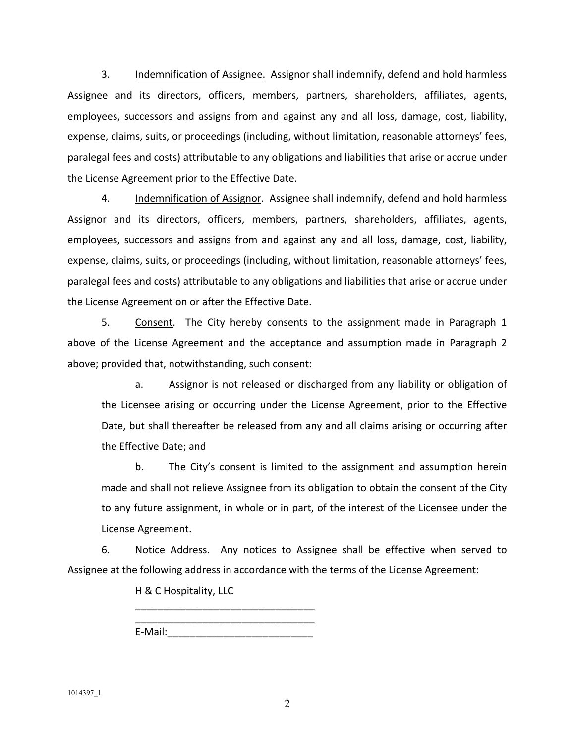3. Indemnification of Assignee. Assignor shall indemnify, defend and hold harmless Assignee and its directors, officers, members, partners, shareholders, affiliates, agents, employees, successors and assigns from and against any and all loss, damage, cost, liability, expense, claims, suits, or proceedings (including, without limitation, reasonable attorneys' fees, paralegal fees and costs) attributable to any obligations and liabilities that arise or accrue under the License Agreement prior to the Effective Date.

4. Indemnification of Assignor. Assignee shall indemnify, defend and hold harmless Assignor and its directors, officers, members, partners, shareholders, affiliates, agents, employees, successors and assigns from and against any and all loss, damage, cost, liability, expense, claims, suits, or proceedings (including, without limitation, reasonable attorneys' fees, paralegal fees and costs) attributable to any obligations and liabilities that arise or accrue under the License Agreement on or after the Effective Date.

5. Consent. The City hereby consents to the assignment made in Paragraph 1 above of the License Agreement and the acceptance and assumption made in Paragraph 2 above; provided that, notwithstanding, such consent:

a. Assignor is not released or discharged from any liability or obligation of the Licensee arising or occurring under the License Agreement, prior to the Effective Date, but shall thereafter be released from any and all claims arising or occurring after the Effective Date; and

b. The City's consent is limited to the assignment and assumption herein made and shall not relieve Assignee from its obligation to obtain the consent of the City to any future assignment, in whole or in part, of the interest of the Licensee under the License Agreement.

6. Notice Address. Any notices to Assignee shall be effective when served to Assignee at the following address in accordance with the terms of the License Agreement:

H & C Hospitality, LLC
________________________________
________________________________
E-Mail:__________________________

1014397_1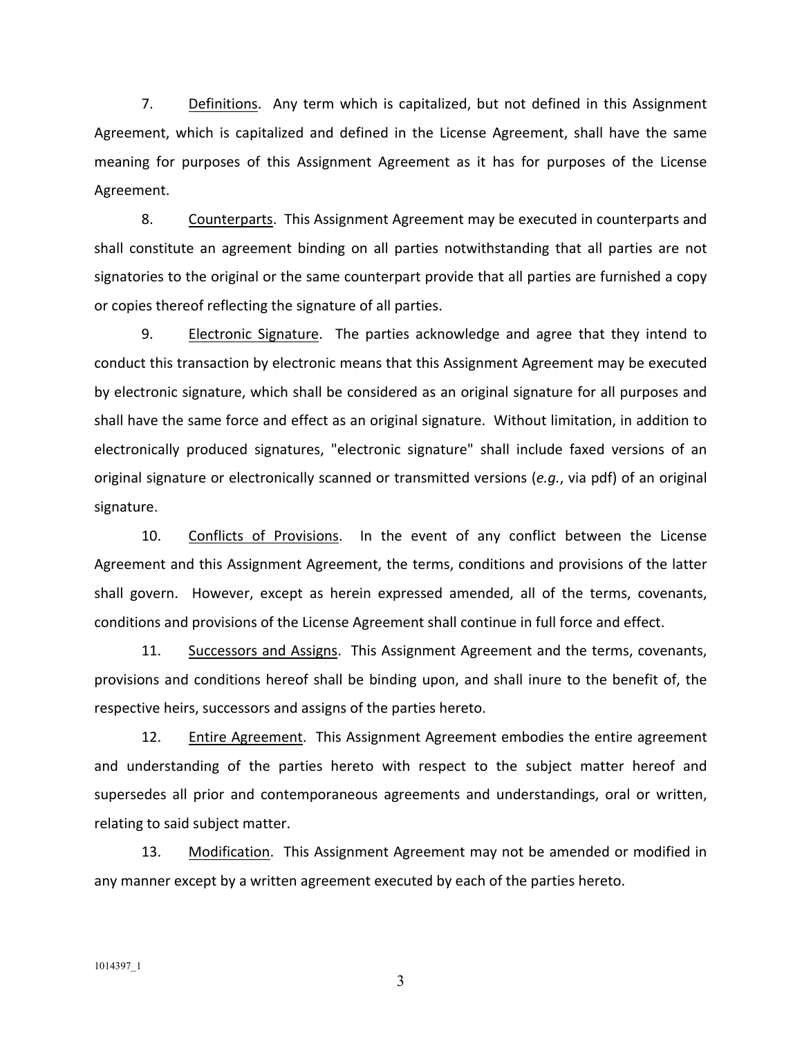7. Definitions. Any term which is capitalized, but not defined in this Assignment Agreement, which is capitalized and defined in the License Agreement, shall have the same meaning for purposes of this Assignment Agreement as it has for purposes of the License Agreement.

8. Counterparts. This Assignment Agreement may be executed in counterparts and shall constitute an agreement binding on all parties notwithstanding that all parties are not signatories to the original or the same counterpart provide that all parties are furnished a copy or copies thereof reflecting the signature of all parties.

9. Electronic Signature. The parties acknowledge and agree that they intend to conduct this transaction by electronic means that this Assignment Agreement may be executed by electronic signature, which shall be considered as an original signature for all purposes and shall have the same force and effect as an original signature. Without limitation, in addition to electronically produced signatures, "electronic signature" shall include faxed versions of an original signature or electronically scanned or transmitted versions (*e.g.*, via pdf) of an original signature.

10. Conflicts of Provisions. In the event of any conflict between the License Agreement and this Assignment Agreement, the terms, conditions and provisions of the latter shall govern. However, except as herein expressed amended, all of the terms, covenants, conditions and provisions of the License Agreement shall continue in full force and effect.

11. Successors and Assigns. This Assignment Agreement and the terms, covenants, provisions and conditions hereof shall be binding upon, and shall inure to the benefit of, the respective heirs, successors and assigns of the parties hereto.

12. Entire Agreement. This Assignment Agreement embodies the entire agreement and understanding of the parties hereto with respect to the subject matter hereof and supersedes all prior and contemporaneous agreements and understandings, oral or written, relating to said subject matter.

13. Modification. This Assignment Agreement may not be amended or modified in any manner except by a written agreement executed by each of the parties hereto.

1014397_1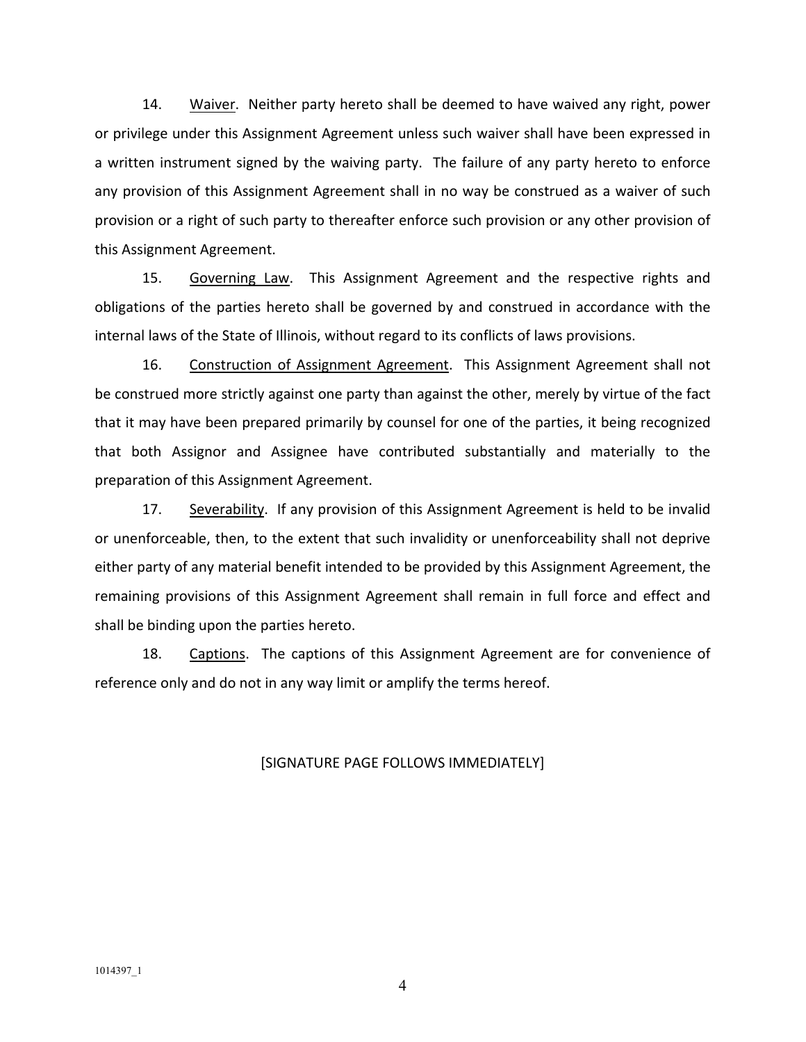14. Waiver. Neither party hereto shall be deemed to have waived any right, power or privilege under this Assignment Agreement unless such waiver shall have been expressed in a written instrument signed by the waiving party. The failure of any party hereto to enforce any provision of this Assignment Agreement shall in no way be construed as a waiver of such provision or a right of such party to thereafter enforce such provision or any other provision of this Assignment Agreement.

15. Governing Law. This Assignment Agreement and the respective rights and obligations of the parties hereto shall be governed by and construed in accordance with the internal laws of the State of Illinois, without regard to its conflicts of laws provisions.

16. Construction of Assignment Agreement. This Assignment Agreement shall not be construed more strictly against one party than against the other, merely by virtue of the fact that it may have been prepared primarily by counsel for one of the parties, it being recognized that both Assignor and Assignee have contributed substantially and materially to the preparation of this Assignment Agreement.

17. Severability. If any provision of this Assignment Agreement is held to be invalid or unenforceable, then, to the extent that such invalidity or unenforceability shall not deprive either party of any material benefit intended to be provided by this Assignment Agreement, the remaining provisions of this Assignment Agreement shall remain in full force and effect and shall be binding upon the parties hereto.

18. Captions. The captions of this Assignment Agreement are for convenience of reference only and do not in any way limit or amplify the terms hereof.

[SIGNATURE PAGE FOLLOWS IMMEDIATELY]

1014397_1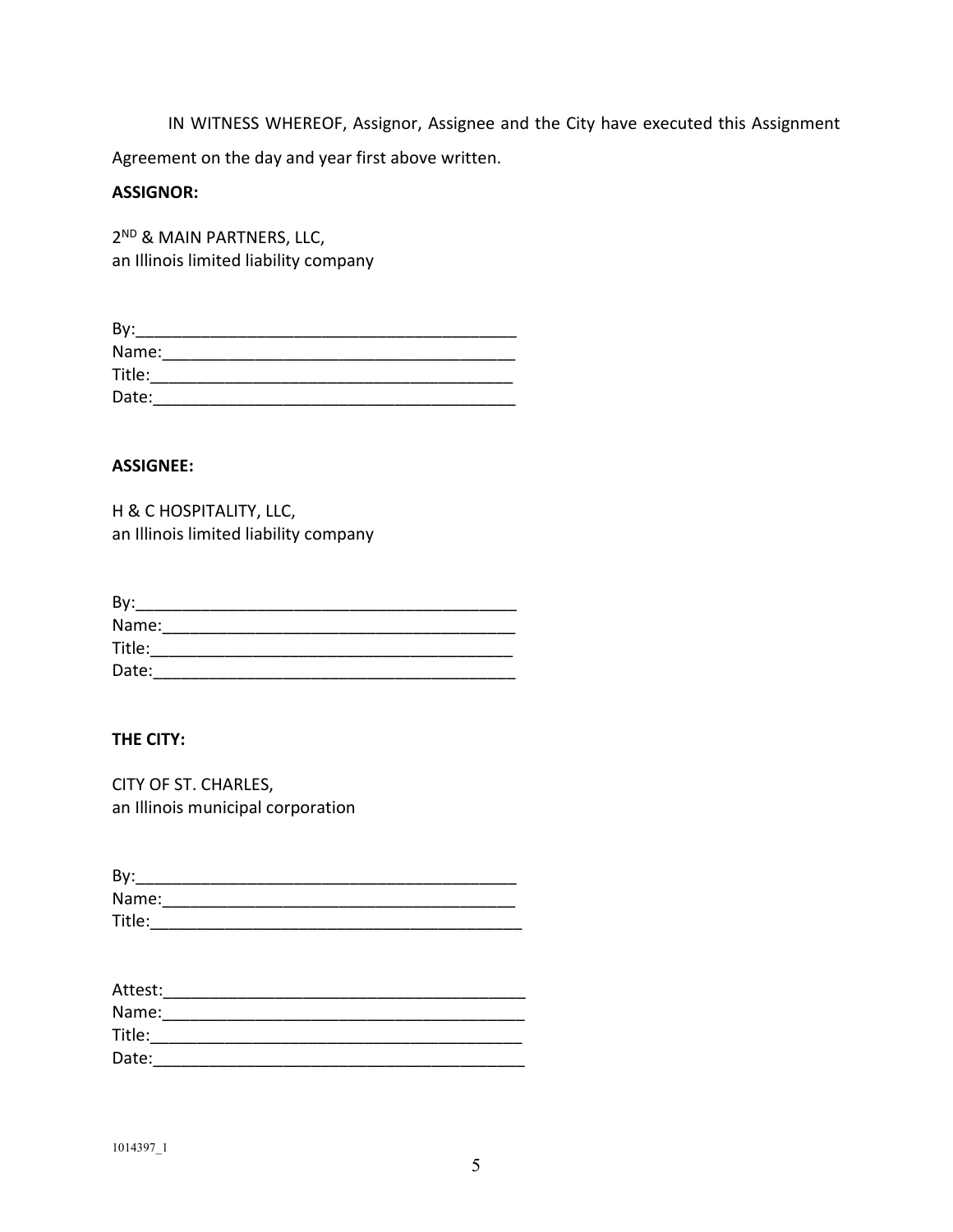IN WITNESS WHEREOF, Assignor, Assignee and the City have executed this Assignment Agreement on the day and year first above written.

**ASSIGNOR:**

2ND & MAIN PARTNERS, LLC,
an Illinois limited liability company

By:_________________________________________
Name:_______________________________________
Title:_______________________________________
Date:_______________________________________

**ASSIGNEE:**

H & C HOSPITALITY, LLC,
an Illinois limited liability company

By:_________________________________________
Name:_______________________________________
Title:_______________________________________
Date:_______________________________________

**THE CITY:**

CITY OF ST. CHARLES,
an Illinois municipal corporation

By:_________________________________________
Name:_______________________________________
Title:_______________________________________

Attest:______________________________________
Name:_______________________________________
Title:_______________________________________
Date:_______________________________________

1014397_1